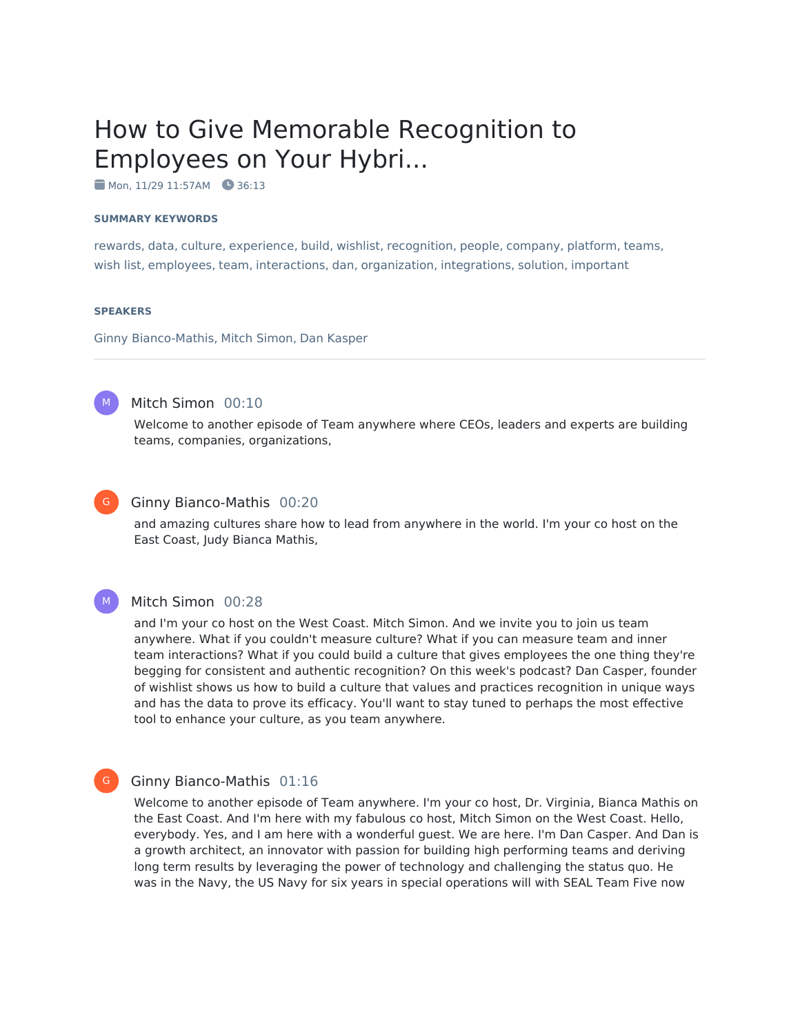# How to Give Memorable Recognition to Employees on Your Hybri...

Mon, 11/29 11:57AM    36:13

### SUMMARY KEYWORDS

rewards, data, culture, experience, build, wishlist, recognition, people, company, platform, teams, wish list, employees, team, interactions, dan, organization, integrations, solution, important

### SPEAKERS

Ginny Bianco-Mathis, Mitch Simon, Dan Kasper

---

**Mitch Simon** 00:10

Welcome to another episode of Team anywhere where CEOs, leaders and experts are building teams, companies, organizations,

**Ginny Bianco-Mathis** 00:20

and amazing cultures share how to lead from anywhere in the world. I'm your co host on the East Coast, Judy Bianca Mathis,

**Mitch Simon** 00:28

and I'm your co host on the West Coast. Mitch Simon. And we invite you to join us team anywhere. What if you couldn't measure culture? What if you can measure team and inner team interactions? What if you could build a culture that gives employees the one thing they're begging for consistent and authentic recognition? On this week's podcast? Dan Casper, founder of wishlist shows us how to build a culture that values and practices recognition in unique ways and has the data to prove its efficacy. You'll want to stay tuned to perhaps the most effective tool to enhance your culture, as you team anywhere.

**Ginny Bianco-Mathis** 01:16

Welcome to another episode of Team anywhere. I'm your co host, Dr. Virginia, Bianca Mathis on the East Coast. And I'm here with my fabulous co host, Mitch Simon on the West Coast. Hello, everybody. Yes, and I am here with a wonderful guest. We are here. I'm Dan Casper. And Dan is a growth architect, an innovator with passion for building high performing teams and deriving long term results by leveraging the power of technology and challenging the status quo. He was in the Navy, the US Navy for six years in special operations will with SEAL Team Five now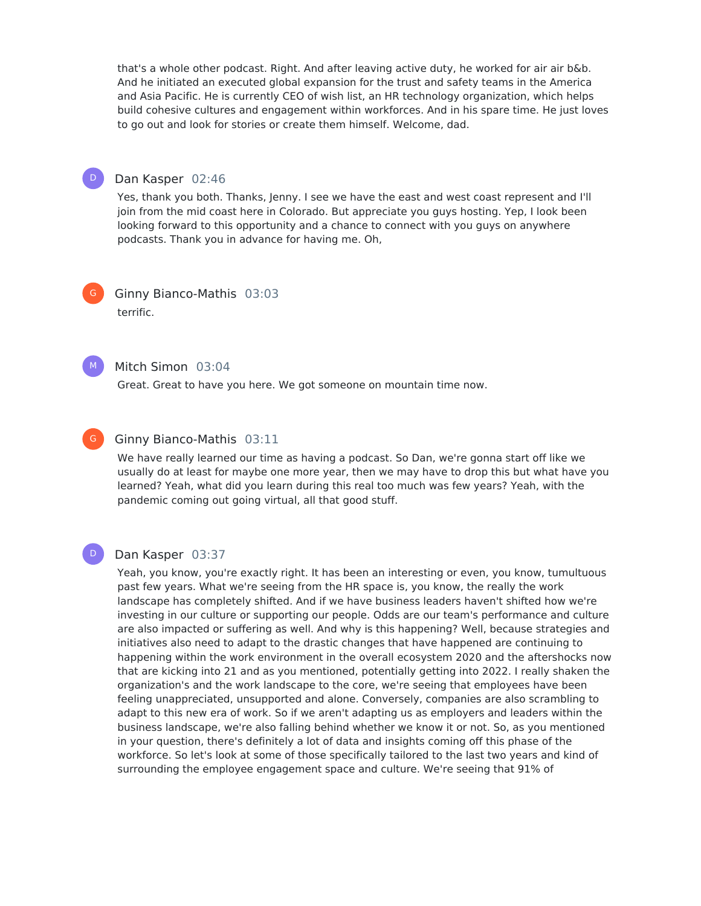that's a whole other podcast. Right. And after leaving active duty, he worked for air air b&b. And he initiated an executed global expansion for the trust and safety teams in the America and Asia Pacific. He is currently CEO of wish list, an HR technology organization, which helps build cohesive cultures and engagement within workforces. And in his spare time. He just loves to go out and look for stories or create them himself. Welcome, dad.

**Dan Kasper** 02:46

Yes, thank you both. Thanks, Jenny. I see we have the east and west coast represent and I'll join from the mid coast here in Colorado. But appreciate you guys hosting. Yep, I look been looking forward to this opportunity and a chance to connect with you guys on anywhere podcasts. Thank you in advance for having me. Oh,

**Ginny Bianco-Mathis** 03:03

terrific.

**Mitch Simon** 03:04

Great. Great to have you here. We got someone on mountain time now.

**Ginny Bianco-Mathis** 03:11

We have really learned our time as having a podcast. So Dan, we're gonna start off like we usually do at least for maybe one more year, then we may have to drop this but what have you learned? Yeah, what did you learn during this real too much was few years? Yeah, with the pandemic coming out going virtual, all that good stuff.

**Dan Kasper** 03:37

Yeah, you know, you're exactly right. It has been an interesting or even, you know, tumultuous past few years. What we're seeing from the HR space is, you know, the really the work landscape has completely shifted. And if we have business leaders haven't shifted how we're investing in our culture or supporting our people. Odds are our team's performance and culture are also impacted or suffering as well. And why is this happening? Well, because strategies and initiatives also need to adapt to the drastic changes that have happened are continuing to happening within the work environment in the overall ecosystem 2020 and the aftershocks now that are kicking into 21 and as you mentioned, potentially getting into 2022. I really shaken the organization's and the work landscape to the core, we're seeing that employees have been feeling unappreciated, unsupported and alone. Conversely, companies are also scrambling to adapt to this new era of work. So if we aren't adapting us as employers and leaders within the business landscape, we're also falling behind whether we know it or not. So, as you mentioned in your question, there's definitely a lot of data and insights coming off this phase of the workforce. So let's look at some of those specifically tailored to the last two years and kind of surrounding the employee engagement space and culture. We're seeing that 91% of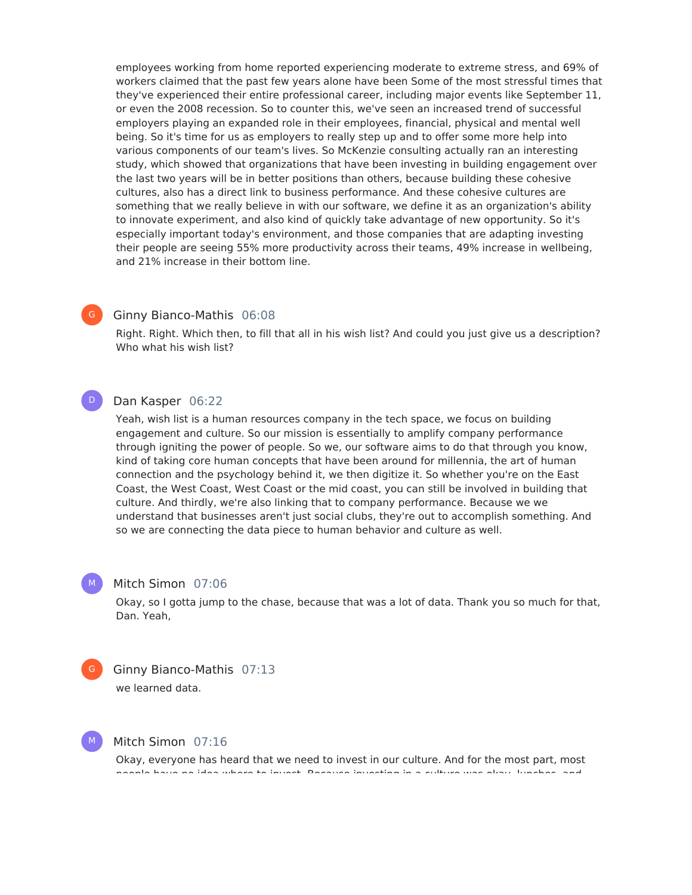employees working from home reported experiencing moderate to extreme stress, and 69% of workers claimed that the past few years alone have been Some of the most stressful times that they've experienced their entire professional career, including major events like September 11, or even the 2008 recession. So to counter this, we've seen an increased trend of successful employers playing an expanded role in their employees, financial, physical and mental well being. So it's time for us as employers to really step up and to offer some more help into various components of our team's lives. So McKenzie consulting actually ran an interesting study, which showed that organizations that have been investing in building engagement over the last two years will be in better positions than others, because building these cohesive cultures, also has a direct link to business performance. And these cohesive cultures are something that we really believe in with our software, we define it as an organization's ability to innovate experiment, and also kind of quickly take advantage of new opportunity. So it's especially important today's environment, and those companies that are adapting investing their people are seeing 55% more productivity across their teams, 49% increase in wellbeing, and 21% increase in their bottom line.

**Ginny Bianco-Mathis** 06:08

Right. Right. Which then, to fill that all in his wish list? And could you just give us a description? Who what his wish list?

**Dan Kasper** 06:22

Yeah, wish list is a human resources company in the tech space, we focus on building engagement and culture. So our mission is essentially to amplify company performance through igniting the power of people. So we, our software aims to do that through you know, kind of taking core human concepts that have been around for millennia, the art of human connection and the psychology behind it, we then digitize it. So whether you're on the East Coast, the West Coast, West Coast or the mid coast, you can still be involved in building that culture. And thirdly, we're also linking that to company performance. Because we we understand that businesses aren't just social clubs, they're out to accomplish something. And so we are connecting the data piece to human behavior and culture as well.

**Mitch Simon** 07:06

Okay, so I gotta jump to the chase, because that was a lot of data. Thank you so much for that, Dan. Yeah,

**Ginny Bianco-Mathis** 07:13

we learned data.

**Mitch Simon** 07:16

Okay, everyone has heard that we need to invest in our culture. And for the most part, most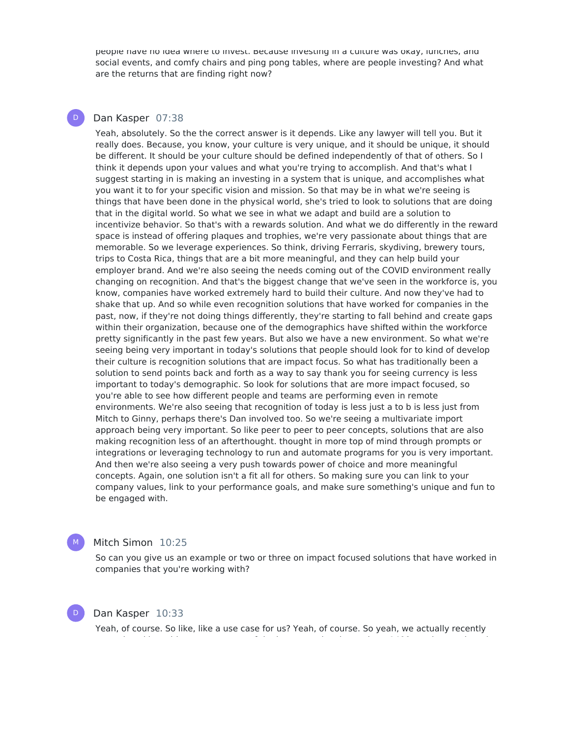people have no idea where to invest. Because investing in a culture was okay, lunches, and social events, and comfy chairs and ping pong tables, where are people investing? And what are the returns that are finding right now?

Dan Kasper 07:38

Yeah, absolutely. So the the correct answer is it depends. Like any lawyer will tell you. But it really does. Because, you know, your culture is very unique, and it should be unique, it should be different. It should be your culture should be defined independently of that of others. So I think it depends upon your values and what you're trying to accomplish. And that's what I suggest starting in is making an investing in a system that is unique, and accomplishes what you want it to for your specific vision and mission. So that may be in what we're seeing is things that have been done in the physical world, she's tried to look to solutions that are doing that in the digital world. So what we see in what we adapt and build are a solution to incentivize behavior. So that's with a rewards solution. And what we do differently in the reward space is instead of offering plaques and trophies, we're very passionate about things that are memorable. So we leverage experiences. So think, driving Ferraris, skydiving, brewery tours, trips to Costa Rica, things that are a bit more meaningful, and they can help build your employer brand. And we're also seeing the needs coming out of the COVID environment really changing on recognition. And that's the biggest change that we've seen in the workforce is, you know, companies have worked extremely hard to build their culture. And now they've had to shake that up. And so while even recognition solutions that have worked for companies in the past, now, if they're not doing things differently, they're starting to fall behind and create gaps within their organization, because one of the demographics have shifted within the workforce pretty significantly in the past few years. But also we have a new environment. So what we're seeing being very important in today's solutions that people should look for to kind of develop their culture is recognition solutions that are impact focus. So what has traditionally been a solution to send points back and forth as a way to say thank you for seeing currency is less important to today's demographic. So look for solutions that are more impact focused, so you're able to see how different people and teams are performing even in remote environments. We're also seeing that recognition of today is less just a to b is less just from Mitch to Ginny, perhaps there's Dan involved too. So we're seeing a multivariate import approach being very important. So like peer to peer to peer concepts, solutions that are also making recognition less of an afterthought. thought in more top of mind through prompts or integrations or leveraging technology to run and automate programs for you is very important. And then we're also seeing a very push towards power of choice and more meaningful concepts. Again, one solution isn't a fit all for others. So making sure you can link to your company values, link to your performance goals, and make sure something's unique and fun to be engaged with.

Mitch Simon 10:25

So can you give us an example or two or three on impact focused solutions that have worked in companies that you're working with?

Dan Kasper 10:33

Yeah, of course. So like, like a use case for us? Yeah, of course. So yeah, we actually recently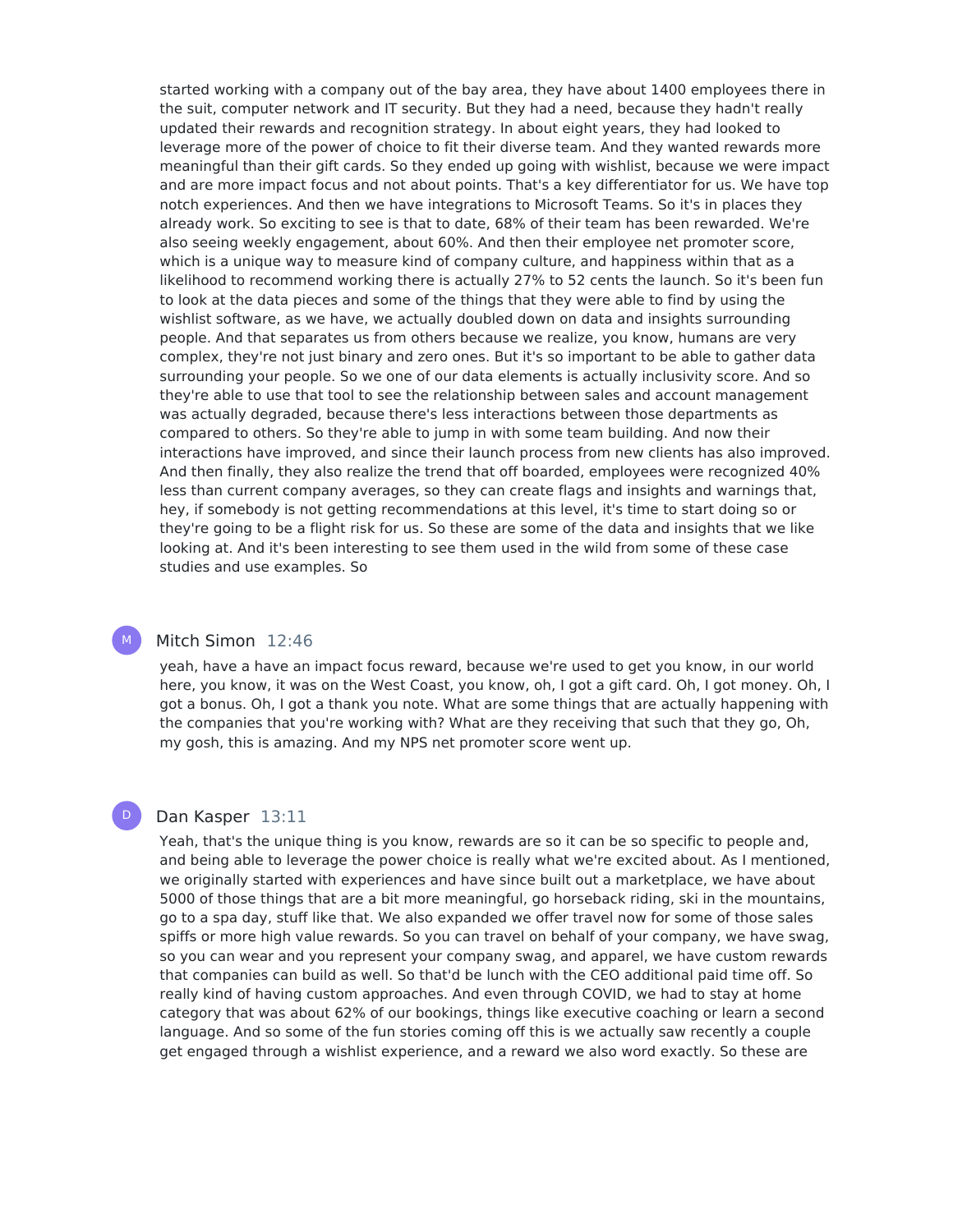started working with a company out of the bay area, they have about 1400 employees there in the suit, computer network and IT security. But they had a need, because they hadn't really updated their rewards and recognition strategy. In about eight years, they had looked to leverage more of the power of choice to fit their diverse team. And they wanted rewards more meaningful than their gift cards. So they ended up going with wishlist, because we were impact and are more impact focus and not about points. That's a key differentiator for us. We have top notch experiences. And then we have integrations to Microsoft Teams. So it's in places they already work. So exciting to see is that to date, 68% of their team has been rewarded. We're also seeing weekly engagement, about 60%. And then their employee net promoter score, which is a unique way to measure kind of company culture, and happiness within that as a likelihood to recommend working there is actually 27% to 52 cents the launch. So it's been fun to look at the data pieces and some of the things that they were able to find by using the wishlist software, as we have, we actually doubled down on data and insights surrounding people. And that separates us from others because we realize, you know, humans are very complex, they're not just binary and zero ones. But it's so important to be able to gather data surrounding your people. So we one of our data elements is actually inclusivity score. And so they're able to use that tool to see the relationship between sales and account management was actually degraded, because there's less interactions between those departments as compared to others. So they're able to jump in with some team building. And now their interactions have improved, and since their launch process from new clients has also improved. And then finally, they also realize the trend that off boarded, employees were recognized 40% less than current company averages, so they can create flags and insights and warnings that, hey, if somebody is not getting recommendations at this level, it's time to start doing so or they're going to be a flight risk for us. So these are some of the data and insights that we like looking at. And it's been interesting to see them used in the wild from some of these case studies and use examples. So

**Mitch Simon** 12:46

yeah, have a have an impact focus reward, because we're used to get you know, in our world here, you know, it was on the West Coast, you know, oh, I got a gift card. Oh, I got money. Oh, I got a bonus. Oh, I got a thank you note. What are some things that are actually happening with the companies that you're working with? What are they receiving that such that they go, Oh, my gosh, this is amazing. And my NPS net promoter score went up.

**Dan Kasper** 13:11

Yeah, that's the unique thing is you know, rewards are so it can be so specific to people and, and being able to leverage the power choice is really what we're excited about. As I mentioned, we originally started with experiences and have since built out a marketplace, we have about 5000 of those things that are a bit more meaningful, go horseback riding, ski in the mountains, go to a spa day, stuff like that. We also expanded we offer travel now for some of those sales spiffs or more high value rewards. So you can travel on behalf of your company, we have swag, so you can wear and you represent your company swag, and apparel, we have custom rewards that companies can build as well. So that'd be lunch with the CEO additional paid time off. So really kind of having custom approaches. And even through COVID, we had to stay at home category that was about 62% of our bookings, things like executive coaching or learn a second language. And so some of the fun stories coming off this is we actually saw recently a couple get engaged through a wishlist experience, and a reward we also word exactly. So these are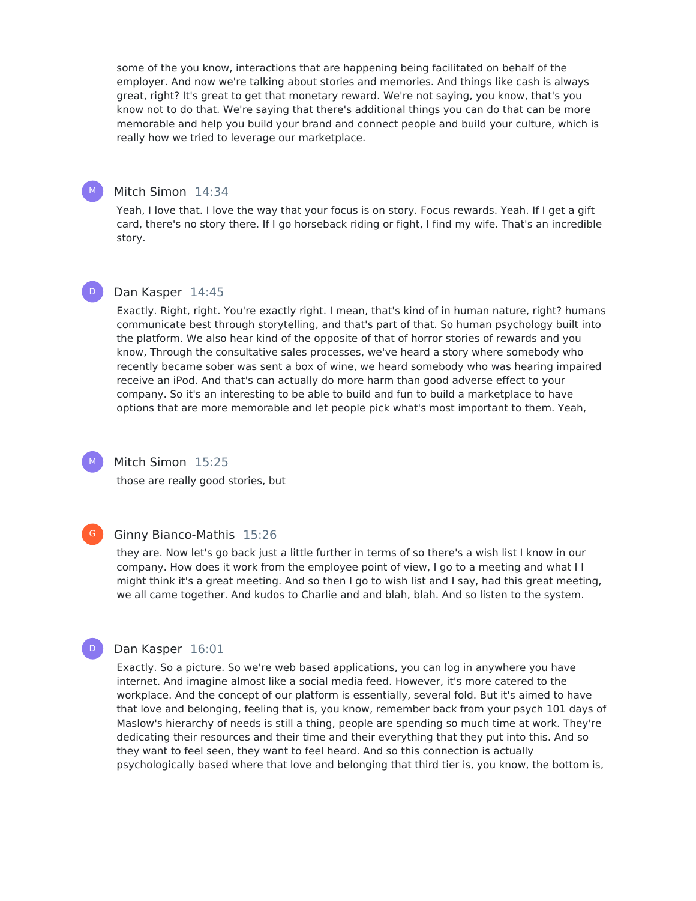some of the you know, interactions that are happening being facilitated on behalf of the employer. And now we're talking about stories and memories. And things like cash is always great, right? It's great to get that monetary reward. We're not saying, you know, that's you know not to do that. We're saying that there's additional things you can do that can be more memorable and help you build your brand and connect people and build your culture, which is really how we tried to leverage our marketplace.

**Mitch Simon** 14:34

Yeah, I love that. I love the way that your focus is on story. Focus rewards. Yeah. If I get a gift card, there's no story there. If I go horseback riding or fight, I find my wife. That's an incredible story.

**Dan Kasper** 14:45

Exactly. Right, right. You're exactly right. I mean, that's kind of in human nature, right? humans communicate best through storytelling, and that's part of that. So human psychology built into the platform. We also hear kind of the opposite of that of horror stories of rewards and you know, Through the consultative sales processes, we've heard a story where somebody who recently became sober was sent a box of wine, we heard somebody who was hearing impaired receive an iPod. And that's can actually do more harm than good adverse effect to your company. So it's an interesting to be able to build and fun to build a marketplace to have options that are more memorable and let people pick what's most important to them. Yeah,

**Mitch Simon** 15:25

those are really good stories, but

**Ginny Bianco-Mathis** 15:26

they are. Now let's go back just a little further in terms of so there's a wish list I know in our company. How does it work from the employee point of view, I go to a meeting and what I I might think it's a great meeting. And so then I go to wish list and I say, had this great meeting, we all came together. And kudos to Charlie and and blah, blah. And so listen to the system.

**Dan Kasper** 16:01

Exactly. So a picture. So we're web based applications, you can log in anywhere you have internet. And imagine almost like a social media feed. However, it's more catered to the workplace. And the concept of our platform is essentially, several fold. But it's aimed to have that love and belonging, feeling that is, you know, remember back from your psych 101 days of Maslow's hierarchy of needs is still a thing, people are spending so much time at work. They're dedicating their resources and their time and their everything that they put into this. And so they want to feel seen, they want to feel heard. And so this connection is actually psychologically based where that love and belonging that third tier is, you know, the bottom is,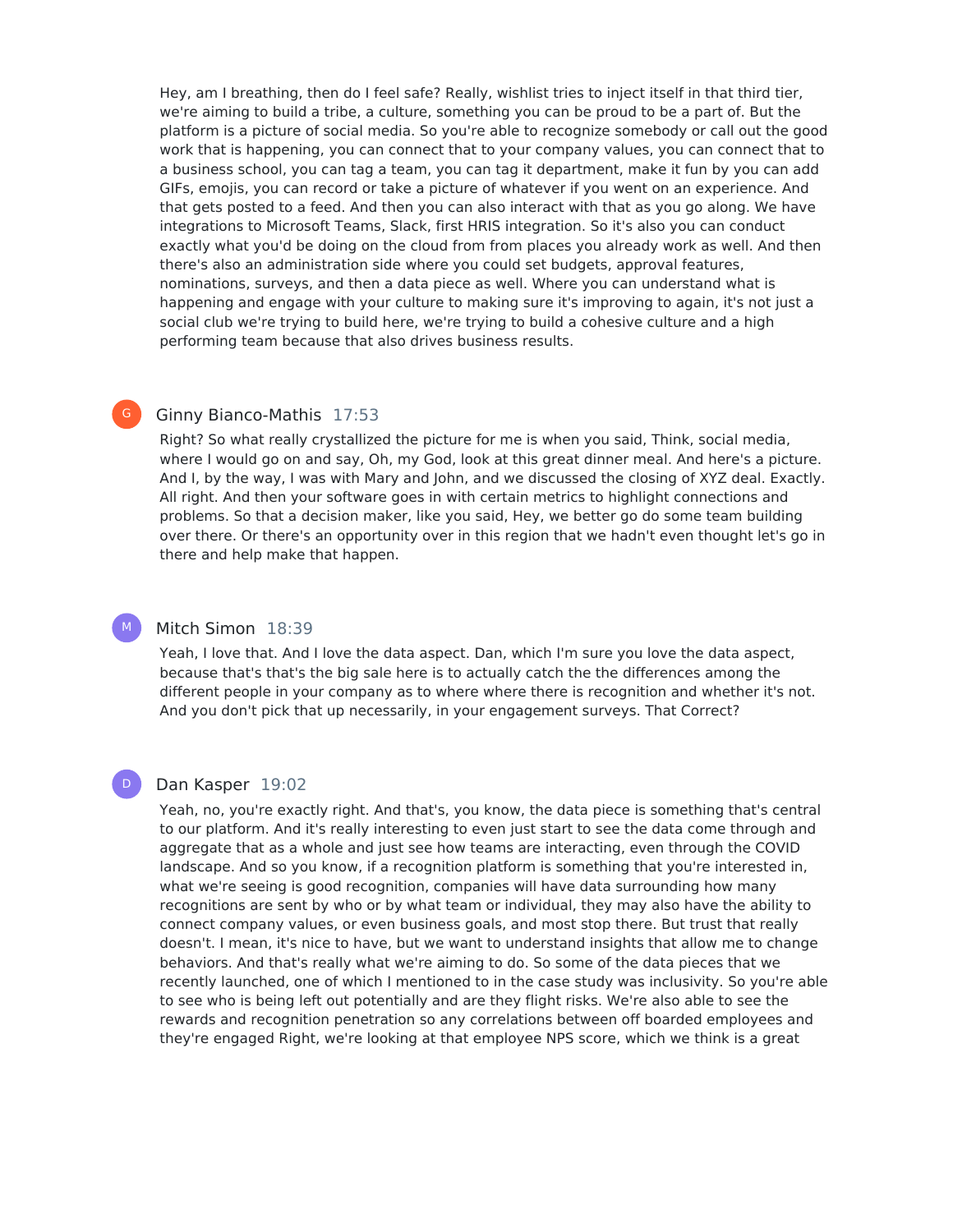Hey, am I breathing, then do I feel safe? Really, wishlist tries to inject itself in that third tier, we're aiming to build a tribe, a culture, something you can be proud to be a part of. But the platform is a picture of social media. So you're able to recognize somebody or call out the good work that is happening, you can connect that to your company values, you can connect that to a business school, you can tag a team, you can tag it department, make it fun by you can add GIFs, emojis, you can record or take a picture of whatever if you went on an experience. And that gets posted to a feed. And then you can also interact with that as you go along. We have integrations to Microsoft Teams, Slack, first HRIS integration. So it's also you can conduct exactly what you'd be doing on the cloud from from places you already work as well. And then there's also an administration side where you could set budgets, approval features, nominations, surveys, and then a data piece as well. Where you can understand what is happening and engage with your culture to making sure it's improving to again, it's not just a social club we're trying to build here, we're trying to build a cohesive culture and a high performing team because that also drives business results.

Ginny Bianco-Mathis 17:53

Right? So what really crystallized the picture for me is when you said, Think, social media, where I would go on and say, Oh, my God, look at this great dinner meal. And here's a picture. And I, by the way, I was with Mary and John, and we discussed the closing of XYZ deal. Exactly. All right. And then your software goes in with certain metrics to highlight connections and problems. So that a decision maker, like you said, Hey, we better go do some team building over there. Or there's an opportunity over in this region that we hadn't even thought let's go in there and help make that happen.

Mitch Simon 18:39

Yeah, I love that. And I love the data aspect. Dan, which I'm sure you love the data aspect, because that's that's the big sale here is to actually catch the the differences among the different people in your company as to where where there is recognition and whether it's not. And you don't pick that up necessarily, in your engagement surveys. That Correct?

Dan Kasper 19:02

Yeah, no, you're exactly right. And that's, you know, the data piece is something that's central to our platform. And it's really interesting to even just start to see the data come through and aggregate that as a whole and just see how teams are interacting, even through the COVID landscape. And so you know, if a recognition platform is something that you're interested in, what we're seeing is good recognition, companies will have data surrounding how many recognitions are sent by who or by what team or individual, they may also have the ability to connect company values, or even business goals, and most stop there. But trust that really doesn't. I mean, it's nice to have, but we want to understand insights that allow me to change behaviors. And that's really what we're aiming to do. So some of the data pieces that we recently launched, one of which I mentioned to in the case study was inclusivity. So you're able to see who is being left out potentially and are they flight risks. We're also able to see the rewards and recognition penetration so any correlations between off boarded employees and they're engaged Right, we're looking at that employee NPS score, which we think is a great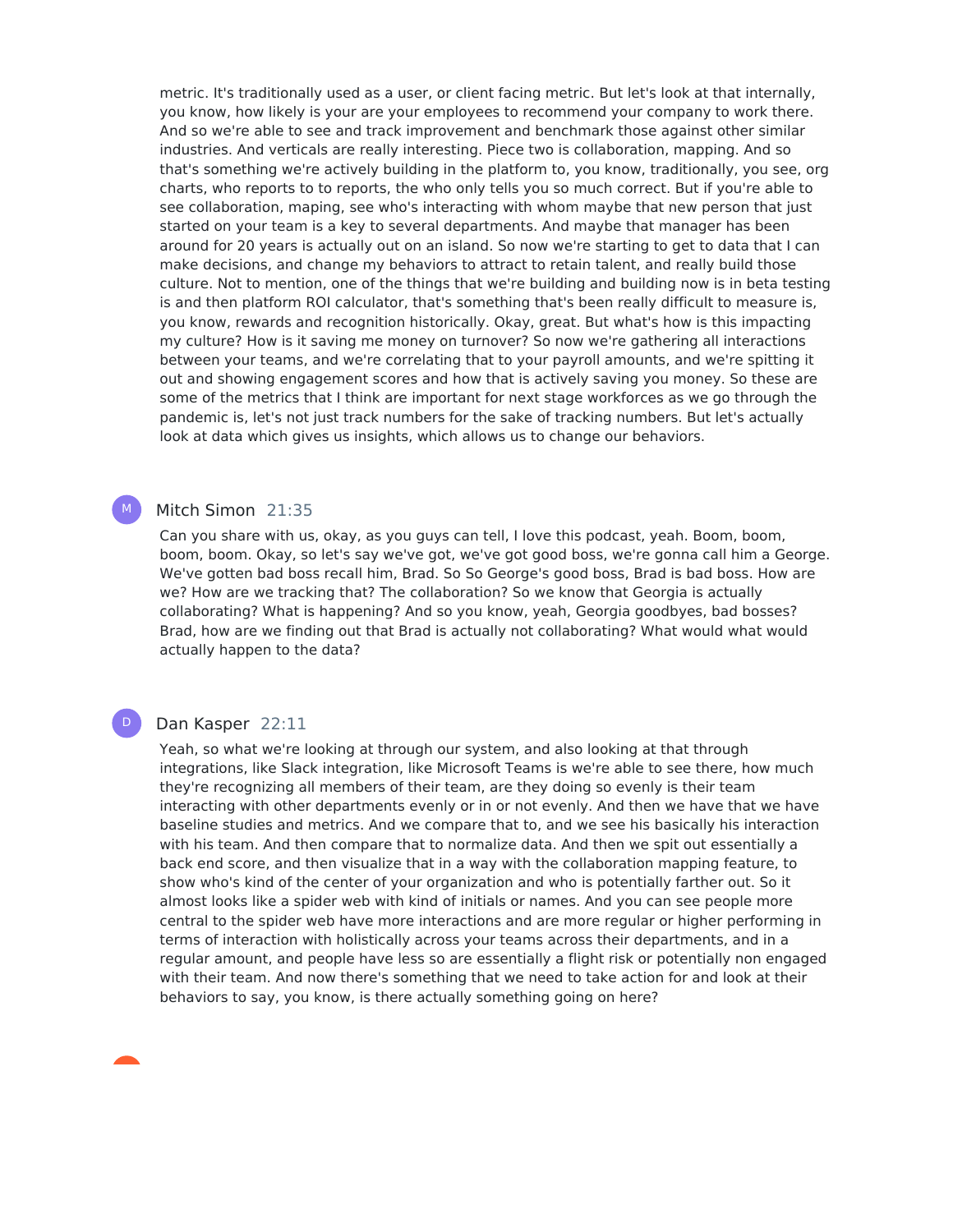metric. It's traditionally used as a user, or client facing metric. But let's look at that internally, you know, how likely is your are your employees to recommend your company to work there. And so we're able to see and track improvement and benchmark those against other similar industries. And verticals are really interesting. Piece two is collaboration, mapping. And so that's something we're actively building in the platform to, you know, traditionally, you see, org charts, who reports to to reports, the who only tells you so much correct. But if you're able to see collaboration, maping, see who's interacting with whom maybe that new person that just started on your team is a key to several departments. And maybe that manager has been around for 20 years is actually out on an island. So now we're starting to get to data that I can make decisions, and change my behaviors to attract to retain talent, and really build those culture. Not to mention, one of the things that we're building and building now is in beta testing is and then platform ROI calculator, that's something that's been really difficult to measure is, you know, rewards and recognition historically. Okay, great. But what's how is this impacting my culture? How is it saving me money on turnover? So now we're gathering all interactions between your teams, and we're correlating that to your payroll amounts, and we're spitting it out and showing engagement scores and how that is actively saving you money. So these are some of the metrics that I think are important for next stage workforces as we go through the pandemic is, let's not just track numbers for the sake of tracking numbers. But let's actually look at data which gives us insights, which allows us to change our behaviors.

**Mitch Simon** 21:35

Can you share with us, okay, as you guys can tell, I love this podcast, yeah. Boom, boom, boom, boom. Okay, so let's say we've got, we've got good boss, we're gonna call him a George. We've gotten bad boss recall him, Brad. So So George's good boss, Brad is bad boss. How are we? How are we tracking that? The collaboration? So we know that Georgia is actually collaborating? What is happening? And so you know, yeah, Georgia goodbyes, bad bosses? Brad, how are we finding out that Brad is actually not collaborating? What would what would actually happen to the data?

**Dan Kasper** 22:11

Yeah, so what we're looking at through our system, and also looking at that through integrations, like Slack integration, like Microsoft Teams is we're able to see there, how much they're recognizing all members of their team, are they doing so evenly is their team interacting with other departments evenly or in or not evenly. And then we have that we have baseline studies and metrics. And we compare that to, and we see his basically his interaction with his team. And then compare that to normalize data. And then we spit out essentially a back end score, and then visualize that in a way with the collaboration mapping feature, to show who's kind of the center of your organization and who is potentially farther out. So it almost looks like a spider web with kind of initials or names. And you can see people more central to the spider web have more interactions and are more regular or higher performing in terms of interaction with holistically across your teams across their departments, and in a regular amount, and people have less so are essentially a flight risk or potentially non engaged with their team. And now there's something that we need to take action for and look at their behaviors to say, you know, is there actually something going on here?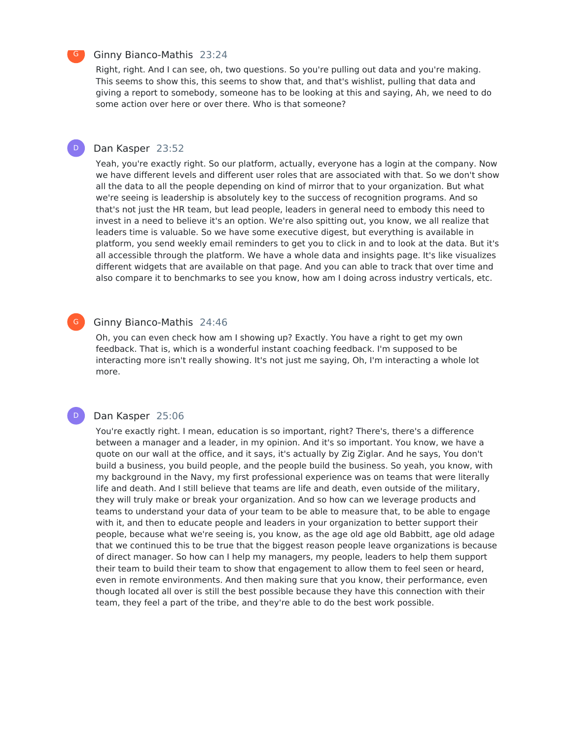Ginny Bianco-Mathis 23:24

Right, right. And I can see, oh, two questions. So you're pulling out data and you're making. This seems to show this, this seems to show that, and that's wishlist, pulling that data and giving a report to somebody, someone has to be looking at this and saying, Ah, we need to do some action over here or over there. Who is that someone?

Dan Kasper 23:52

Yeah, you're exactly right. So our platform, actually, everyone has a login at the company. Now we have different levels and different user roles that are associated with that. So we don't show all the data to all the people depending on kind of mirror that to your organization. But what we're seeing is leadership is absolutely key to the success of recognition programs. And so that's not just the HR team, but lead people, leaders in general need to embody this need to invest in a need to believe it's an option. We're also spitting out, you know, we all realize that leaders time is valuable. So we have some executive digest, but everything is available in platform, you send weekly email reminders to get you to click in and to look at the data. But it's all accessible through the platform. We have a whole data and insights page. It's like visualizes different widgets that are available on that page. And you can able to track that over time and also compare it to benchmarks to see you know, how am I doing across industry verticals, etc.

Ginny Bianco-Mathis 24:46

Oh, you can even check how am I showing up? Exactly. You have a right to get my own feedback. That is, which is a wonderful instant coaching feedback. I'm supposed to be interacting more isn't really showing. It's not just me saying, Oh, I'm interacting a whole lot more.

Dan Kasper 25:06

You're exactly right. I mean, education is so important, right? There's, there's a difference between a manager and a leader, in my opinion. And it's so important. You know, we have a quote on our wall at the office, and it says, it's actually by Zig Ziglar. And he says, You don't build a business, you build people, and the people build the business. So yeah, you know, with my background in the Navy, my first professional experience was on teams that were literally life and death. And I still believe that teams are life and death, even outside of the military, they will truly make or break your organization. And so how can we leverage products and teams to understand your data of your team to be able to measure that, to be able to engage with it, and then to educate people and leaders in your organization to better support their people, because what we're seeing is, you know, as the age old age old Babbitt, age old adage that we continued this to be true that the biggest reason people leave organizations is because of direct manager. So how can I help my managers, my people, leaders to help them support their team to build their team to show that engagement to allow them to feel seen or heard, even in remote environments. And then making sure that you know, their performance, even though located all over is still the best possible because they have this connection with their team, they feel a part of the tribe, and they're able to do the best work possible.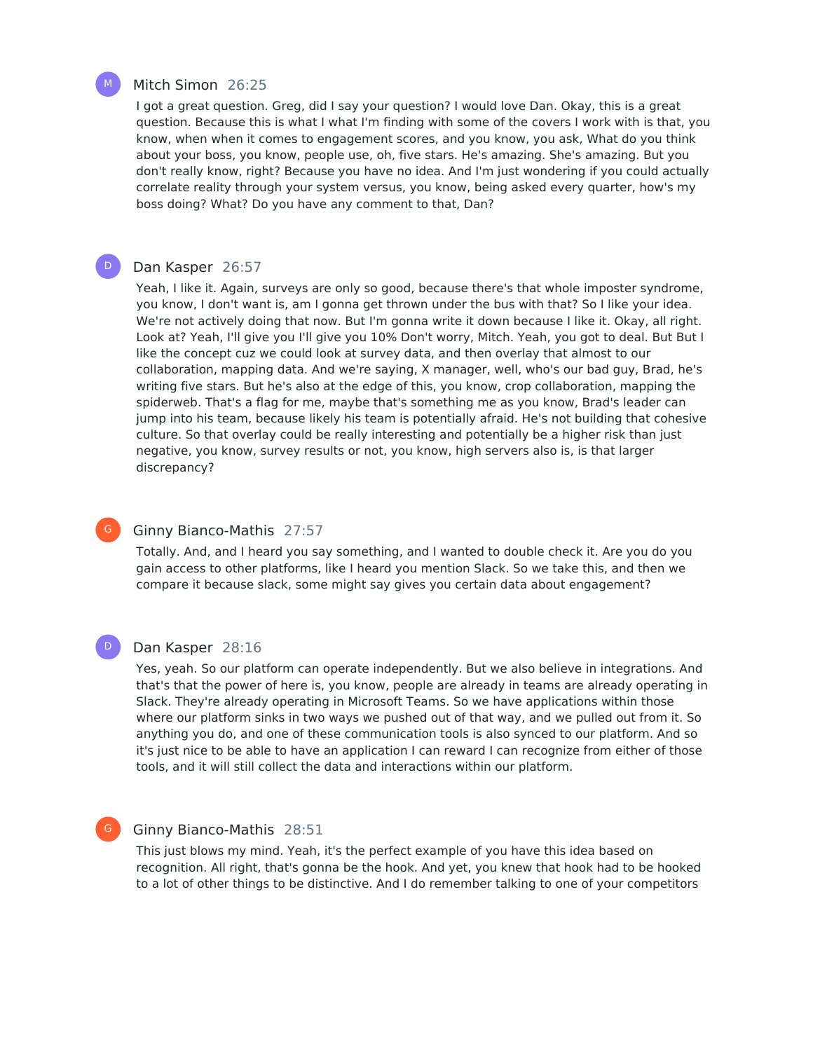Mitch Simon 26:25

I got a great question. Greg, did I say your question? I would love Dan. Okay, this is a great question. Because this is what I what I'm finding with some of the covers I work with is that, you know, when when it comes to engagement scores, and you know, you ask, What do you think about your boss, you know, people use, oh, five stars. He's amazing. She's amazing. But you don't really know, right? Because you have no idea. And I'm just wondering if you could actually correlate reality through your system versus, you know, being asked every quarter, how's my boss doing? What? Do you have any comment to that, Dan?

Dan Kasper 26:57

Yeah, I like it. Again, surveys are only so good, because there's that whole imposter syndrome, you know, I don't want is, am I gonna get thrown under the bus with that? So I like your idea. We're not actively doing that now. But I'm gonna write it down because I like it. Okay, all right. Look at? Yeah, I'll give you I'll give you 10% Don't worry, Mitch. Yeah, you got to deal. But But I like the concept cuz we could look at survey data, and then overlay that almost to our collaboration, mapping data. And we're saying, X manager, well, who's our bad guy, Brad, he's writing five stars. But he's also at the edge of this, you know, crop collaboration, mapping the spiderweb. That's a flag for me, maybe that's something me as you know, Brad's leader can jump into his team, because likely his team is potentially afraid. He's not building that cohesive culture. So that overlay could be really interesting and potentially be a higher risk than just negative, you know, survey results or not, you know, high servers also is, is that larger discrepancy?

Ginny Bianco-Mathis 27:57

Totally. And, and I heard you say something, and I wanted to double check it. Are you do you gain access to other platforms, like I heard you mention Slack. So we take this, and then we compare it because slack, some might say gives you certain data about engagement?

Dan Kasper 28:16

Yes, yeah. So our platform can operate independently. But we also believe in integrations. And that's that the power of here is, you know, people are already in teams are already operating in Slack. They're already operating in Microsoft Teams. So we have applications within those where our platform sinks in two ways we pushed out of that way, and we pulled out from it. So anything you do, and one of these communication tools is also synced to our platform. And so it's just nice to be able to have an application I can reward I can recognize from either of those tools, and it will still collect the data and interactions within our platform.

Ginny Bianco-Mathis 28:51

This just blows my mind. Yeah, it's the perfect example of you have this idea based on recognition. All right, that's gonna be the hook. And yet, you knew that hook had to be hooked to a lot of other things to be distinctive. And I do remember talking to one of your competitors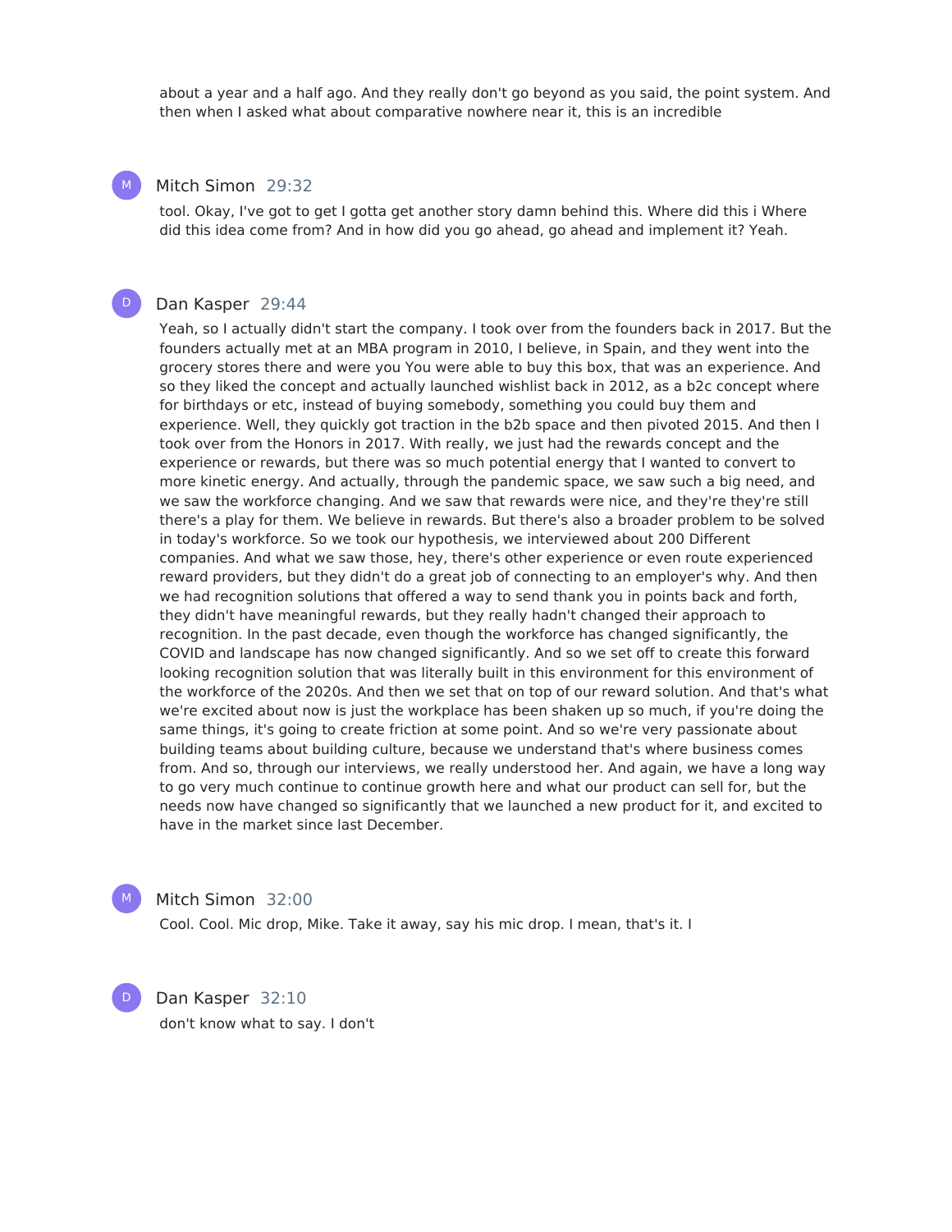about a year and a half ago. And they really don't go beyond as you said, the point system. And then when I asked what about comparative nowhere near it, this is an incredible

**Mitch Simon** 29:32

tool. Okay, I've got to get I gotta get another story damn behind this. Where did this i Where did this idea come from? And in how did you go ahead, go ahead and implement it? Yeah.

**Dan Kasper** 29:44

Yeah, so I actually didn't start the company. I took over from the founders back in 2017. But the founders actually met at an MBA program in 2010, I believe, in Spain, and they went into the grocery stores there and were you You were able to buy this box, that was an experience. And so they liked the concept and actually launched wishlist back in 2012, as a b2c concept where for birthdays or etc, instead of buying somebody, something you could buy them and experience. Well, they quickly got traction in the b2b space and then pivoted 2015. And then I took over from the Honors in 2017. With really, we just had the rewards concept and the experience or rewards, but there was so much potential energy that I wanted to convert to more kinetic energy. And actually, through the pandemic space, we saw such a big need, and we saw the workforce changing. And we saw that rewards were nice, and they're they're still there's a play for them. We believe in rewards. But there's also a broader problem to be solved in today's workforce. So we took our hypothesis, we interviewed about 200 Different companies. And what we saw those, hey, there's other experience or even route experienced reward providers, but they didn't do a great job of connecting to an employer's why. And then we had recognition solutions that offered a way to send thank you in points back and forth, they didn't have meaningful rewards, but they really hadn't changed their approach to recognition. In the past decade, even though the workforce has changed significantly, the COVID and landscape has now changed significantly. And so we set off to create this forward looking recognition solution that was literally built in this environment for this environment of the workforce of the 2020s. And then we set that on top of our reward solution. And that's what we're excited about now is just the workplace has been shaken up so much, if you're doing the same things, it's going to create friction at some point. And so we're very passionate about building teams about building culture, because we understand that's where business comes from. And so, through our interviews, we really understood her. And again, we have a long way to go very much continue to continue growth here and what our product can sell for, but the needs now have changed so significantly that we launched a new product for it, and excited to have in the market since last December.

**Mitch Simon** 32:00

Cool. Cool. Mic drop, Mike. Take it away, say his mic drop. I mean, that's it. I

**Dan Kasper** 32:10

don't know what to say. I don't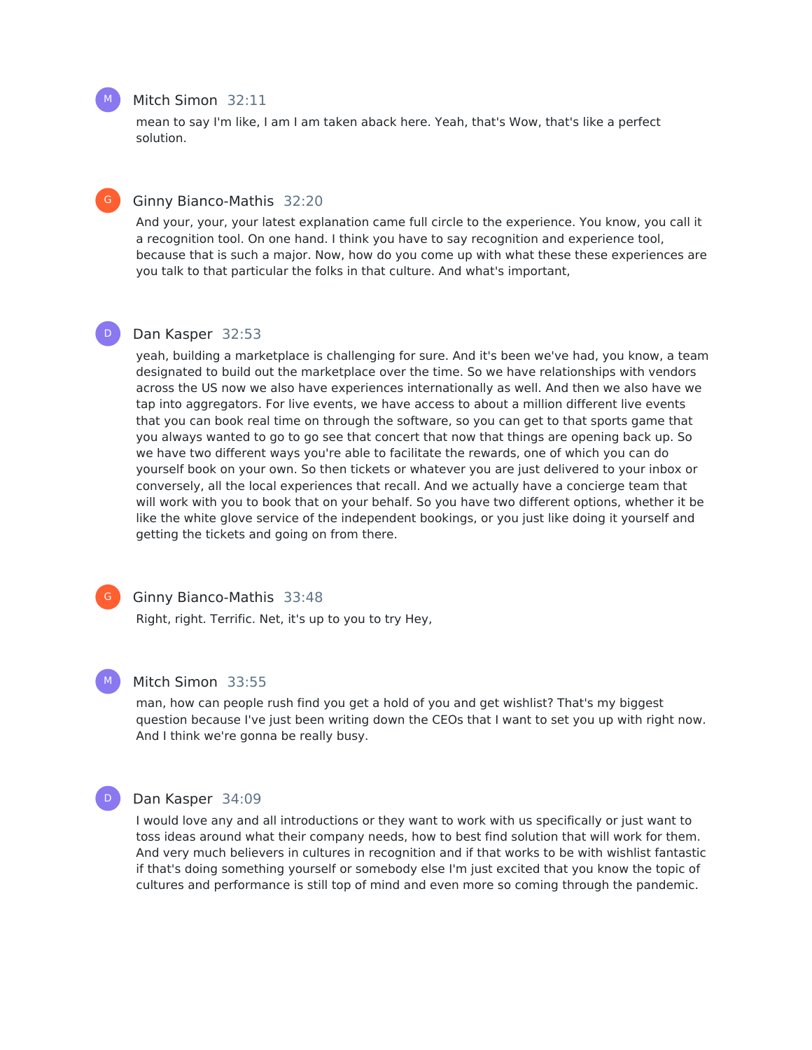Mitch Simon 32:11

mean to say I'm like, I am I am taken aback here. Yeah, that's Wow, that's like a perfect solution.

Ginny Bianco-Mathis 32:20

And your, your, your latest explanation came full circle to the experience. You know, you call it a recognition tool. On one hand. I think you have to say recognition and experience tool, because that is such a major. Now, how do you come up with what these these experiences are you talk to that particular the folks in that culture. And what's important,

Dan Kasper 32:53

yeah, building a marketplace is challenging for sure. And it's been we've had, you know, a team designated to build out the marketplace over the time. So we have relationships with vendors across the US now we also have experiences internationally as well. And then we also have we tap into aggregators. For live events, we have access to about a million different live events that you can book real time on through the software, so you can get to that sports game that you always wanted to go to go see that concert that now that things are opening back up. So we have two different ways you're able to facilitate the rewards, one of which you can do yourself book on your own. So then tickets or whatever you are just delivered to your inbox or conversely, all the local experiences that recall. And we actually have a concierge team that will work with you to book that on your behalf. So you have two different options, whether it be like the white glove service of the independent bookings, or you just like doing it yourself and getting the tickets and going on from there.

Ginny Bianco-Mathis 33:48

Right, right. Terrific. Net, it's up to you to try Hey,

Mitch Simon 33:55

man, how can people rush find you get a hold of you and get wishlist? That's my biggest question because I've just been writing down the CEOs that I want to set you up with right now. And I think we're gonna be really busy.

Dan Kasper 34:09

I would love any and all introductions or they want to work with us specifically or just want to toss ideas around what their company needs, how to best find solution that will work for them. And very much believers in cultures in recognition and if that works to be with wishlist fantastic if that's doing something yourself or somebody else I'm just excited that you know the topic of cultures and performance is still top of mind and even more so coming through the pandemic.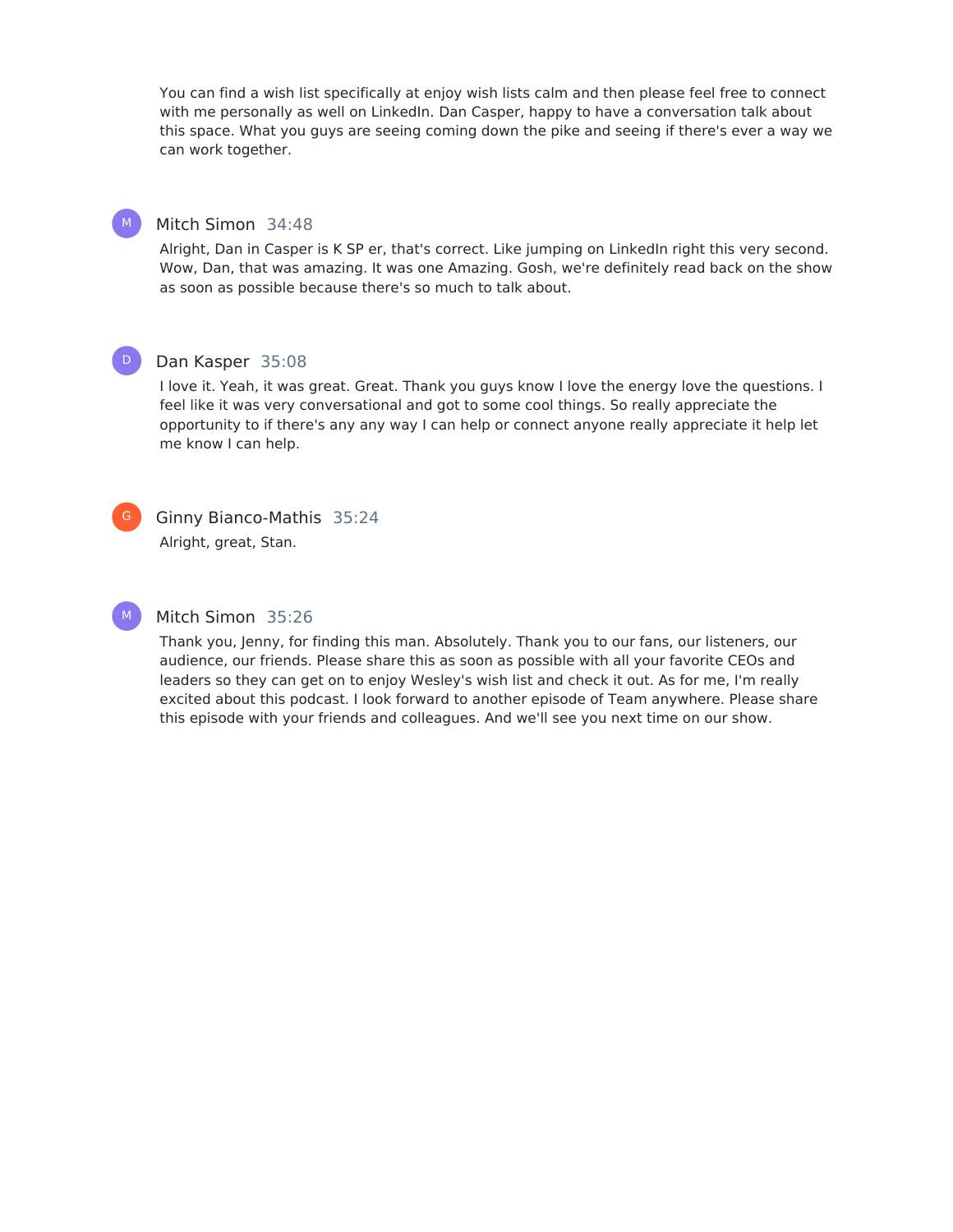You can find a wish list specifically at enjoy wish lists calm and then please feel free to connect with me personally as well on LinkedIn. Dan Casper, happy to have a conversation talk about this space. What you guys are seeing coming down the pike and seeing if there's ever a way we can work together.

Mitch Simon 34:48

Alright, Dan in Casper is K SP er, that's correct. Like jumping on LinkedIn right this very second. Wow, Dan, that was amazing. It was one Amazing. Gosh, we're definitely read back on the show as soon as possible because there's so much to talk about.

Dan Kasper 35:08

I love it. Yeah, it was great. Great. Thank you guys know I love the energy love the questions. I feel like it was very conversational and got to some cool things. So really appreciate the opportunity to if there's any any way I can help or connect anyone really appreciate it help let me know I can help.

Ginny Bianco-Mathis 35:24

Alright, great, Stan.

Mitch Simon 35:26

Thank you, Jenny, for finding this man. Absolutely. Thank you to our fans, our listeners, our audience, our friends. Please share this as soon as possible with all your favorite CEOs and leaders so they can get on to enjoy Wesley's wish list and check it out. As for me, I'm really excited about this podcast. I look forward to another episode of Team anywhere. Please share this episode with your friends and colleagues. And we'll see you next time on our show.